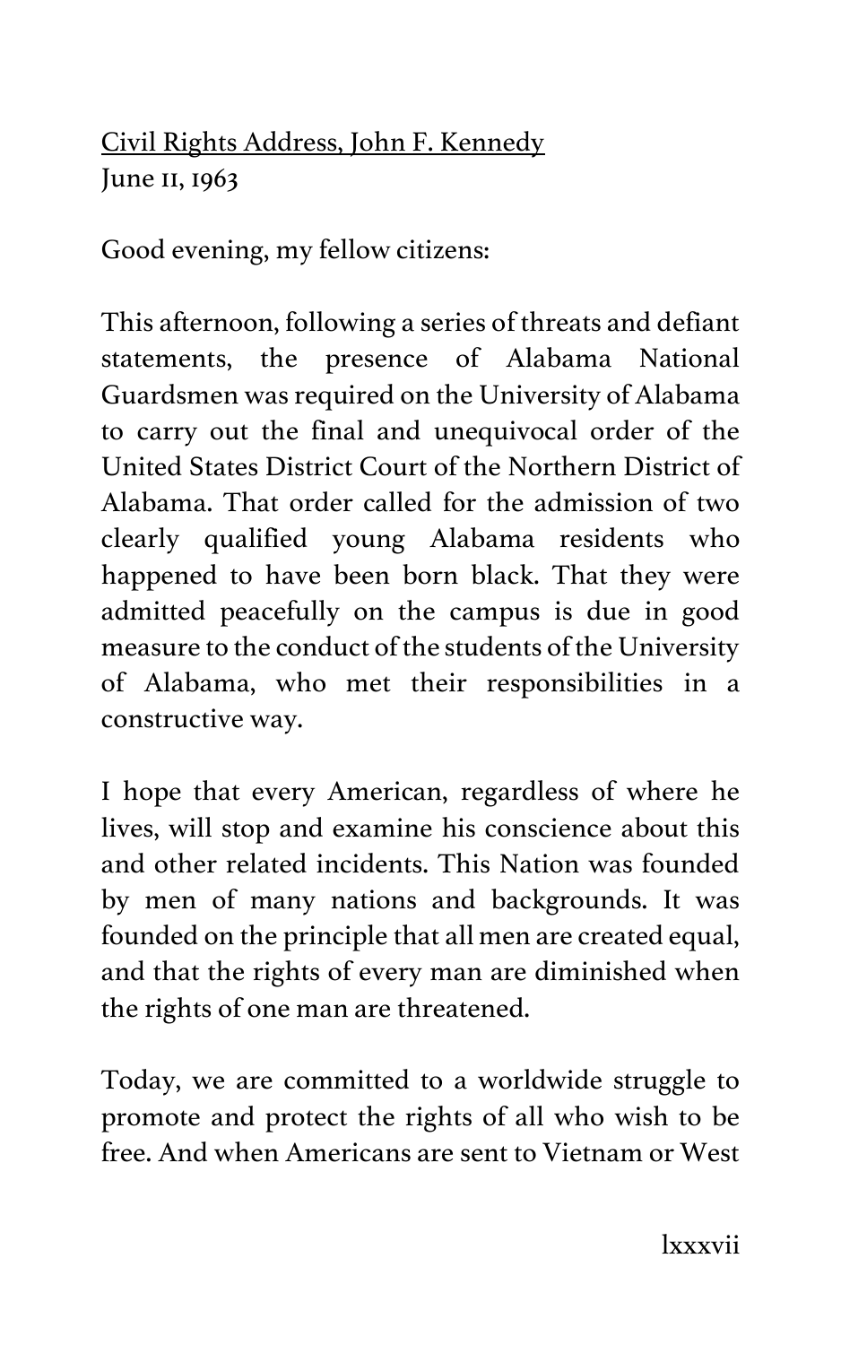Civil Rights Address, John F. Kennedy
June 11, 1963

Good evening, my fellow citizens:

This afternoon, following a series of threats and defiant statements, the presence of Alabama National Guardsmen was required on the University of Alabama to carry out the final and unequivocal order of the United States District Court of the Northern District of Alabama. That order called for the admission of two clearly qualified young Alabama residents who happened to have been born black. That they were admitted peacefully on the campus is due in good measure to the conduct of the students of the University of Alabama, who met their responsibilities in a constructive way.

I hope that every American, regardless of where he lives, will stop and examine his conscience about this and other related incidents. This Nation was founded by men of many nations and backgrounds. It was founded on the principle that all men are created equal, and that the rights of every man are diminished when the rights of one man are threatened.

Today, we are committed to a worldwide struggle to promote and protect the rights of all who wish to be free. And when Americans are sent to Vietnam or West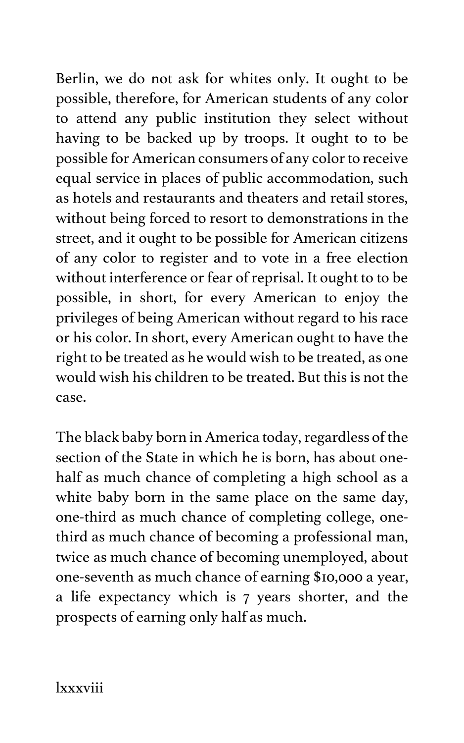Berlin, we do not ask for whites only. It ought to be possible, therefore, for American students of any color to attend any public institution they select without having to be backed up by troops. It ought to to be possible for American consumers of any color to receive equal service in places of public accommodation, such as hotels and restaurants and theaters and retail stores, without being forced to resort to demonstrations in the street, and it ought to be possible for American citizens of any color to register and to vote in a free election without interference or fear of reprisal. It ought to to be possible, in short, for every American to enjoy the privileges of being American without regard to his race or his color. In short, every American ought to have the right to be treated as he would wish to be treated, as one would wish his children to be treated. But this is not the case.

The black baby born in America today, regardless of the section of the State in which he is born, has about one-half as much chance of completing a high school as a white baby born in the same place on the same day, one-third as much chance of completing college, one-third as much chance of becoming a professional man, twice as much chance of becoming unemployed, about one-seventh as much chance of earning $10,000 a year, a life expectancy which is 7 years shorter, and the prospects of earning only half as much.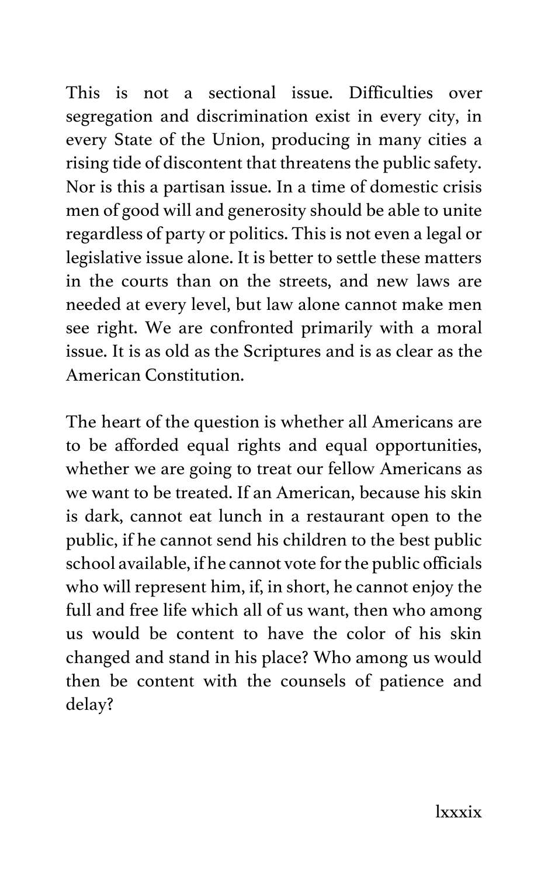This is not a sectional issue. Difficulties over segregation and discrimination exist in every city, in every State of the Union, producing in many cities a rising tide of discontent that threatens the public safety. Nor is this a partisan issue. In a time of domestic crisis men of good will and generosity should be able to unite regardless of party or politics. This is not even a legal or legislative issue alone. It is better to settle these matters in the courts than on the streets, and new laws are needed at every level, but law alone cannot make men see right. We are confronted primarily with a moral issue. It is as old as the Scriptures and is as clear as the American Constitution.

The heart of the question is whether all Americans are to be afforded equal rights and equal opportunities, whether we are going to treat our fellow Americans as we want to be treated. If an American, because his skin is dark, cannot eat lunch in a restaurant open to the public, if he cannot send his children to the best public school available, if he cannot vote for the public officials who will represent him, if, in short, he cannot enjoy the full and free life which all of us want, then who among us would be content to have the color of his skin changed and stand in his place? Who among us would then be content with the counsels of patience and delay?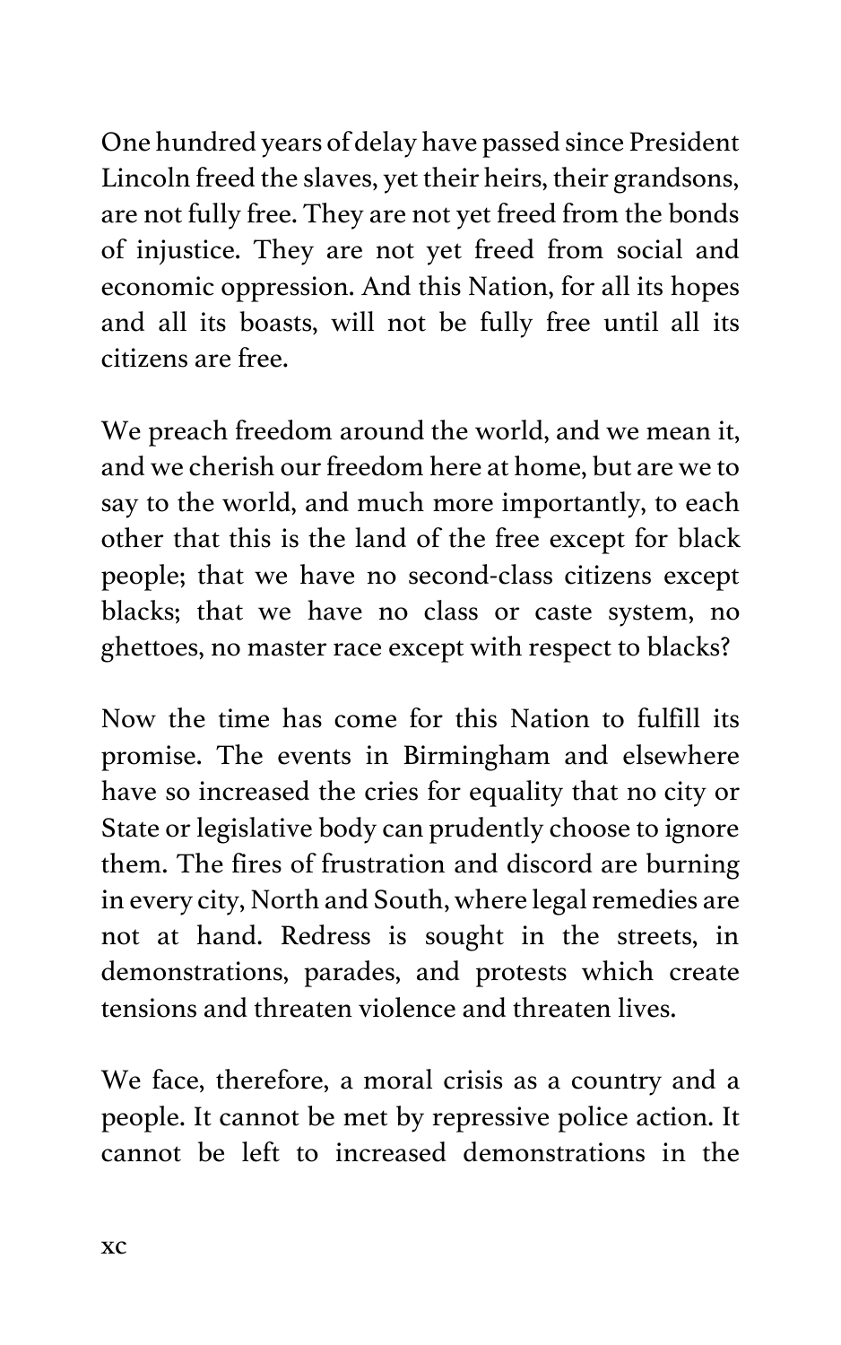One hundred years of delay have passed since President Lincoln freed the slaves, yet their heirs, their grandsons, are not fully free. They are not yet freed from the bonds of injustice. They are not yet freed from social and economic oppression. And this Nation, for all its hopes and all its boasts, will not be fully free until all its citizens are free.

We preach freedom around the world, and we mean it, and we cherish our freedom here at home, but are we to say to the world, and much more importantly, to each other that this is the land of the free except for black people; that we have no second-class citizens except blacks; that we have no class or caste system, no ghettoes, no master race except with respect to blacks?

Now the time has come for this Nation to fulfill its promise. The events in Birmingham and elsewhere have so increased the cries for equality that no city or State or legislative body can prudently choose to ignore them. The fires of frustration and discord are burning in every city, North and South, where legal remedies are not at hand. Redress is sought in the streets, in demonstrations, parades, and protests which create tensions and threaten violence and threaten lives.

We face, therefore, a moral crisis as a country and a people. It cannot be met by repressive police action. It cannot be left to increased demonstrations in the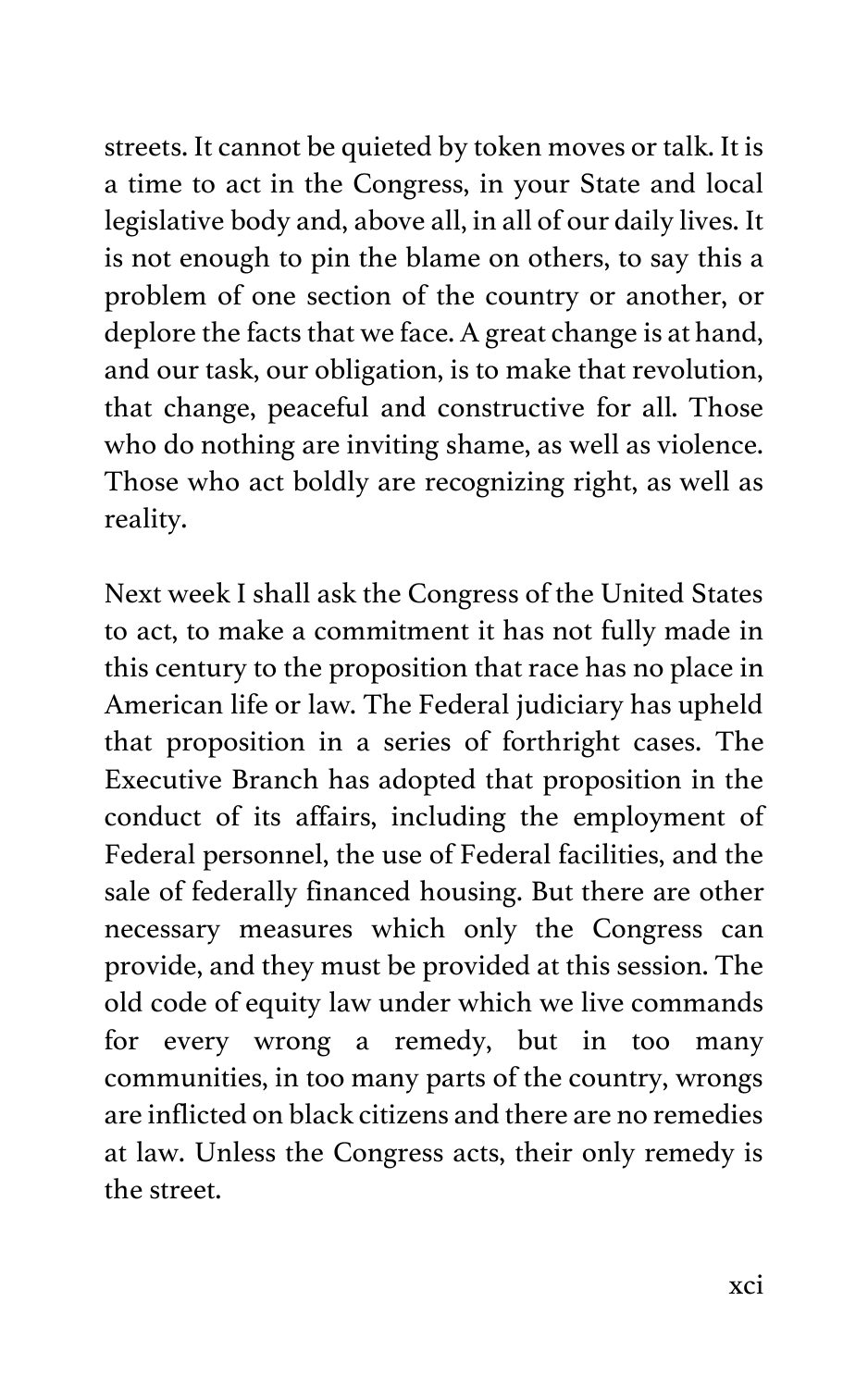streets. It cannot be quieted by token moves or talk. It is a time to act in the Congress, in your State and local legislative body and, above all, in all of our daily lives. It is not enough to pin the blame on others, to say this a problem of one section of the country or another, or deplore the facts that we face. A great change is at hand, and our task, our obligation, is to make that revolution, that change, peaceful and constructive for all. Those who do nothing are inviting shame, as well as violence. Those who act boldly are recognizing right, as well as reality.

Next week I shall ask the Congress of the United States to act, to make a commitment it has not fully made in this century to the proposition that race has no place in American life or law. The Federal judiciary has upheld that proposition in a series of forthright cases. The Executive Branch has adopted that proposition in the conduct of its affairs, including the employment of Federal personnel, the use of Federal facilities, and the sale of federally financed housing. But there are other necessary measures which only the Congress can provide, and they must be provided at this session. The old code of equity law under which we live commands for every wrong a remedy, but in too many communities, in too many parts of the country, wrongs are inflicted on black citizens and there are no remedies at law. Unless the Congress acts, their only remedy is the street.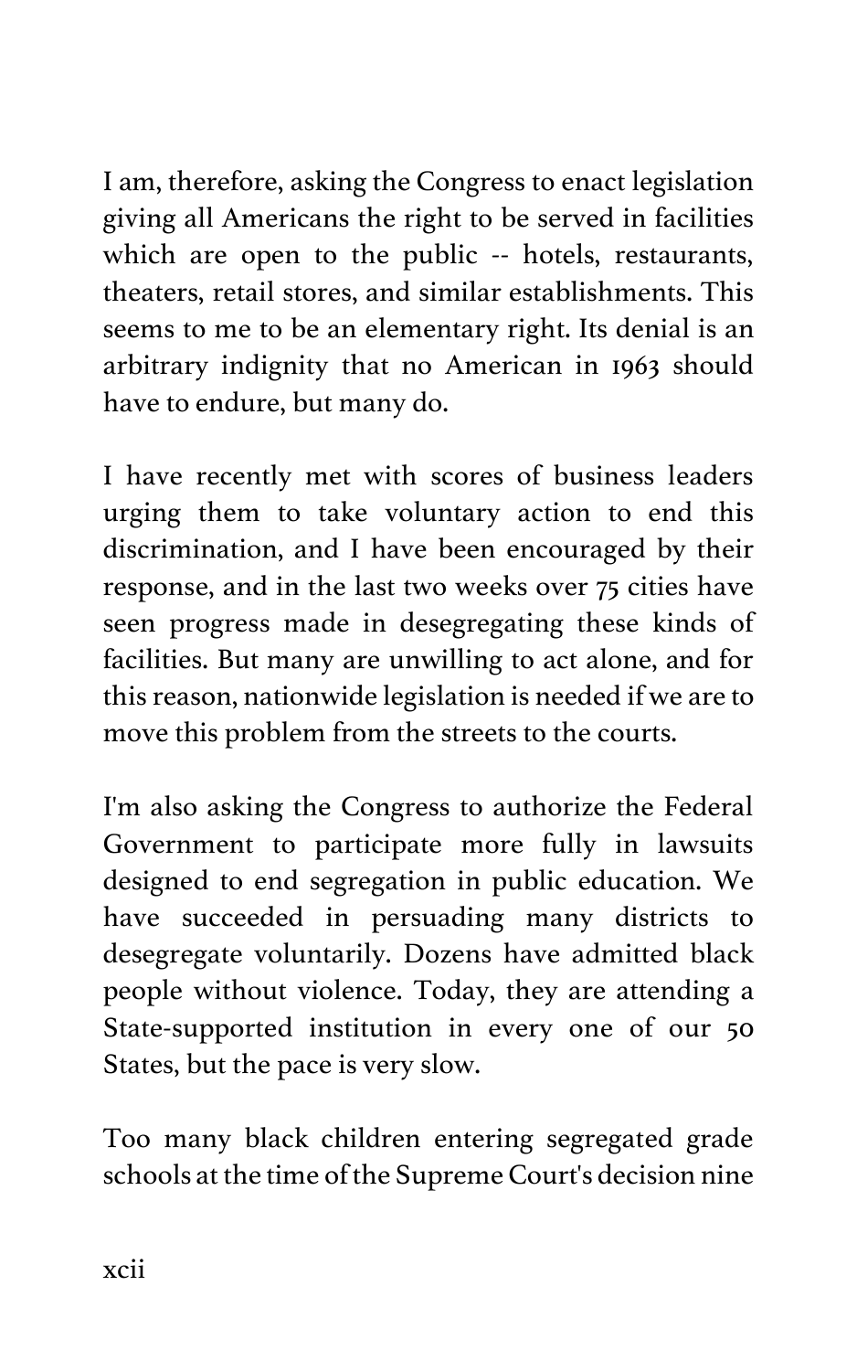I am, therefore, asking the Congress to enact legislation giving all Americans the right to be served in facilities which are open to the public -- hotels, restaurants, theaters, retail stores, and similar establishments. This seems to me to be an elementary right. Its denial is an arbitrary indignity that no American in 1963 should have to endure, but many do.

I have recently met with scores of business leaders urging them to take voluntary action to end this discrimination, and I have been encouraged by their response, and in the last two weeks over 75 cities have seen progress made in desegregating these kinds of facilities. But many are unwilling to act alone, and for this reason, nationwide legislation is needed if we are to move this problem from the streets to the courts.

I'm also asking the Congress to authorize the Federal Government to participate more fully in lawsuits designed to end segregation in public education. We have succeeded in persuading many districts to desegregate voluntarily. Dozens have admitted black people without violence. Today, they are attending a State-supported institution in every one of our 50 States, but the pace is very slow.

Too many black children entering segregated grade schools at the time of the Supreme Court's decision nine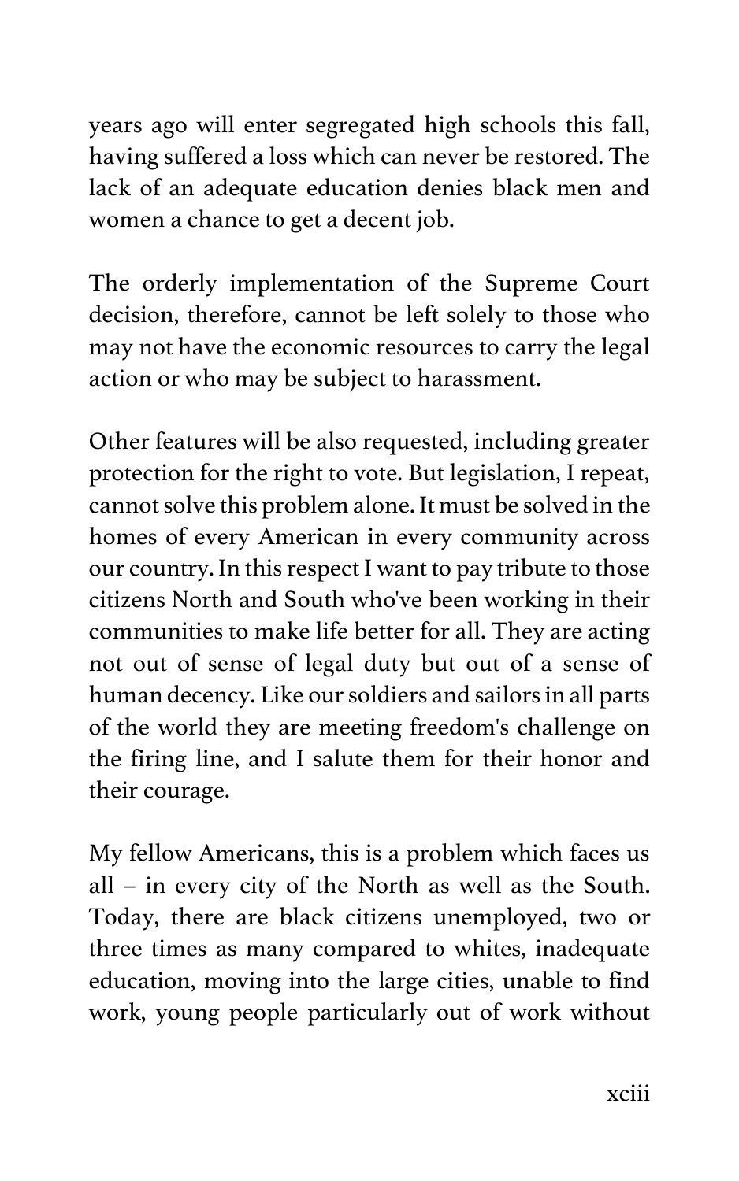years ago will enter segregated high schools this fall, having suffered a loss which can never be restored. The lack of an adequate education denies black men and women a chance to get a decent job.

The orderly implementation of the Supreme Court decision, therefore, cannot be left solely to those who may not have the economic resources to carry the legal action or who may be subject to harassment.

Other features will be also requested, including greater protection for the right to vote. But legislation, I repeat, cannot solve this problem alone. It must be solved in the homes of every American in every community across our country. In this respect I want to pay tribute to those citizens North and South who've been working in their communities to make life better for all. They are acting not out of sense of legal duty but out of a sense of human decency. Like our soldiers and sailors in all parts of the world they are meeting freedom's challenge on the firing line, and I salute them for their honor and their courage.

My fellow Americans, this is a problem which faces us all – in every city of the North as well as the South. Today, there are black citizens unemployed, two or three times as many compared to whites, inadequate education, moving into the large cities, unable to find work, young people particularly out of work without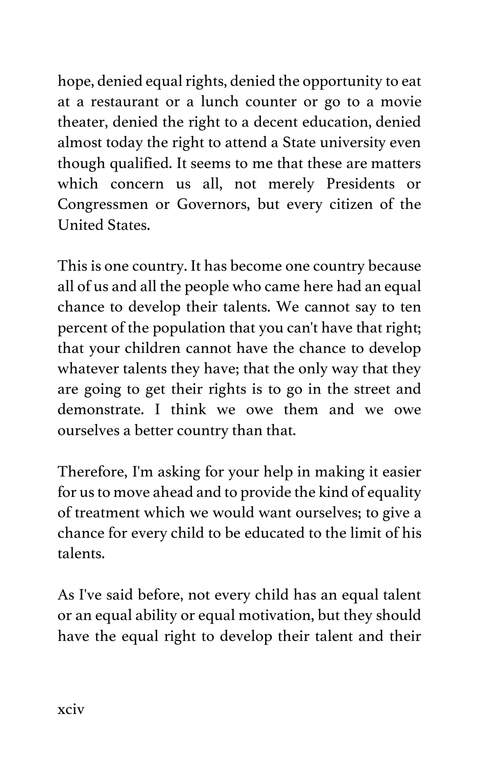hope, denied equal rights, denied the opportunity to eat at a restaurant or a lunch counter or go to a movie theater, denied the right to a decent education, denied almost today the right to attend a State university even though qualified. It seems to me that these are matters which concern us all, not merely Presidents or Congressmen or Governors, but every citizen of the United States.

This is one country. It has become one country because all of us and all the people who came here had an equal chance to develop their talents. We cannot say to ten percent of the population that you can't have that right; that your children cannot have the chance to develop whatever talents they have; that the only way that they are going to get their rights is to go in the street and demonstrate. I think we owe them and we owe ourselves a better country than that.

Therefore, I'm asking for your help in making it easier for us to move ahead and to provide the kind of equality of treatment which we would want ourselves; to give a chance for every child to be educated to the limit of his talents.

As I've said before, not every child has an equal talent or an equal ability or equal motivation, but they should have the equal right to develop their talent and their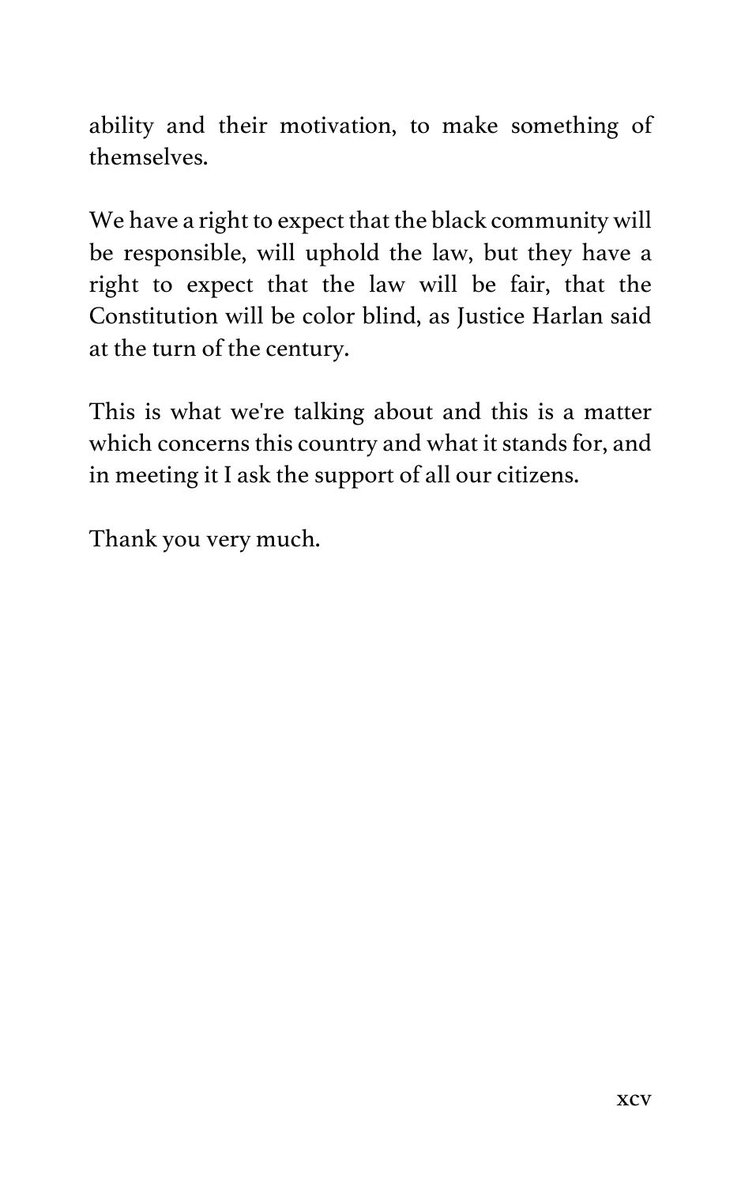ability and their motivation, to make something of themselves.

We have a right to expect that the black community will be responsible, will uphold the law, but they have a right to expect that the law will be fair, that the Constitution will be color blind, as Justice Harlan said at the turn of the century.

This is what we're talking about and this is a matter which concerns this country and what it stands for, and in meeting it I ask the support of all our citizens.

Thank you very much.